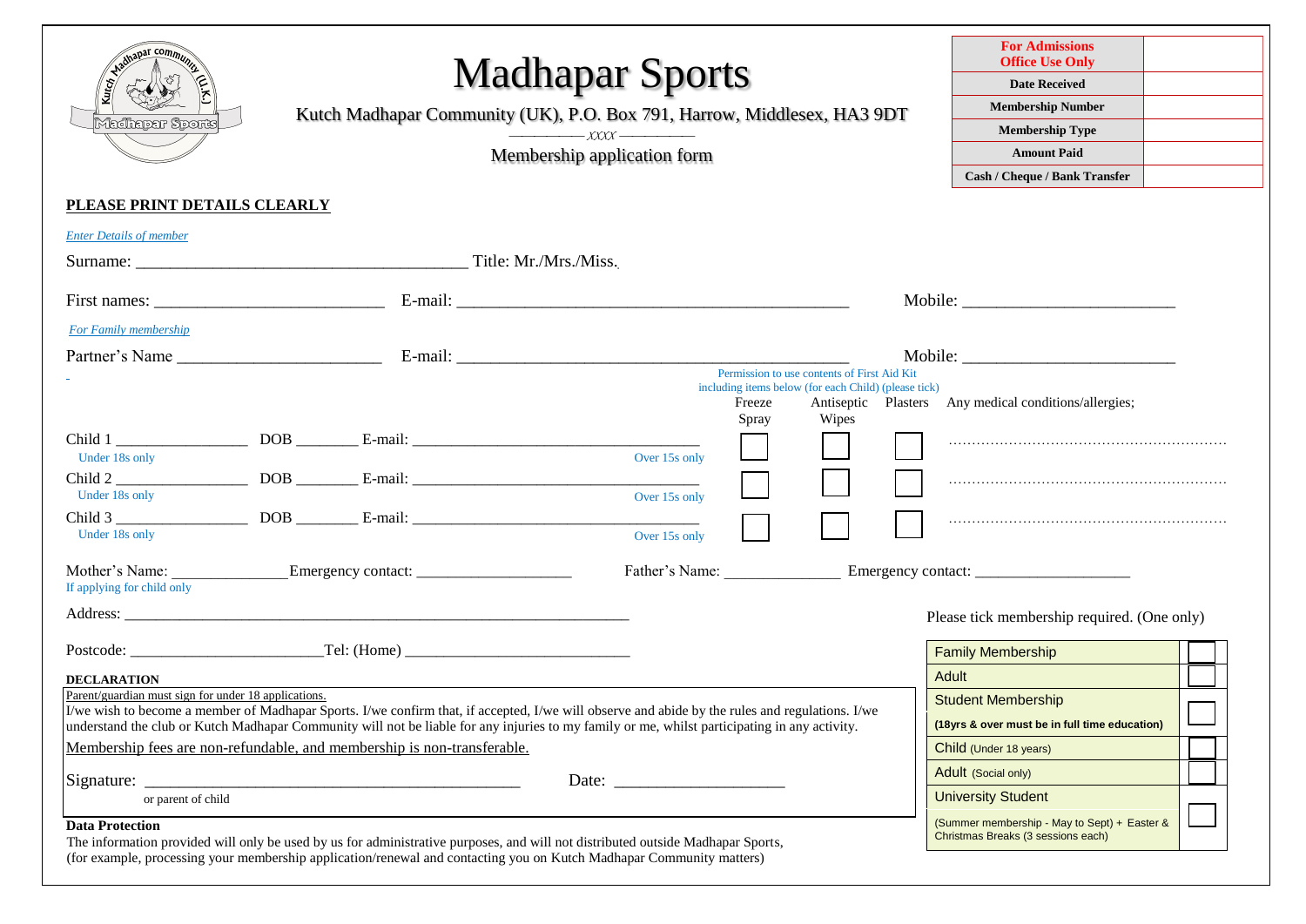# Madhapar Sports

Kutch Madhapar Community (UK), P.O. Box 791, Harrow, Middlesex, HA3 9DT

——————— *xxxx* ———————

Membership application form

| For Admissions Office Use Only | |
|---|---|
| Date Received | |
| Membership Number | |
| Membership Type | |
| Amount Paid | |
| Cash / Cheque / Bank Transfer | |

**PLEASE PRINT DETAILS CLEARLY**

*Enter Details of member*

Surname: ______________________________________ Title: Mr./Mrs./Miss.

First names: ___________________________ E-mail: ______________________________________________ Mobile: _________________________

*For Family membership*

Partner's Name ________________________ E-mail: ______________________________________________ Mobile: _________________________

Permission to use contents of First Aid Kit including items below (for each Child) (please tick)

| | | | Freeze Spray | Antiseptic Wipes | Plasters | Any medical conditions/allergies; |
|---|---|---|---|---|---|---|
| Child 1 ________________ (Under 18s only) | DOB ________ | E-mail: ________________________ (Over 15s only) | ☐ | ☐ | ☐ | ……………………………………………………… |
| Child 2 ________________ (Under 18s only) | DOB ________ | E-mail: ________________________ (Over 15s only) | ☐ | ☐ | ☐ | ……………………………………………………… |
| Child 3 ________________ (Under 18s only) | DOB ________ | E-mail: ________________________ (Over 15s only) | ☐ | ☐ | ☐ | ……………………………………………………… |

Mother's Name: ______________ Emergency contact: ____________________ Father's Name: _______________ Emergency contact: ____________________

If applying for child only

Address: _________________________________________________________________

Postcode: ________________________ Tel: (Home) ______________________________

Please tick membership required. (One only)

| Membership | Tick |
|---|---|
| Family Membership | ☐ |
| Adult | ☐ |
| Student Membership (18yrs & over must be in full time education) | ☐ |
| Child (Under 18 years) | ☐ |
| Adult (Social only) | ☐ |
| University Student (Summer membership - May to Sept) + Easter & Christmas Breaks (3 sessions each) | ☐ |

**DECLARATION**

Parent/guardian must sign for under 18 applications.

I/we wish to become a member of Madhapar Sports. I/we confirm that, if accepted, I/we will observe and abide by the rules and regulations. I/we understand the club or Kutch Madhapar Community will not be liable for any injuries to my family or me, whilst participating in any activity.

Membership fees are non-refundable, and membership is non-transferable.

Signature: ____________________________________________ Date: ____________________

or parent of child

**Data Protection**

The information provided will only be used by us for administrative purposes, and will not distributed outside Madhapar Sports, (for example, processing your membership application/renewal and contacting you on Kutch Madhapar Community matters)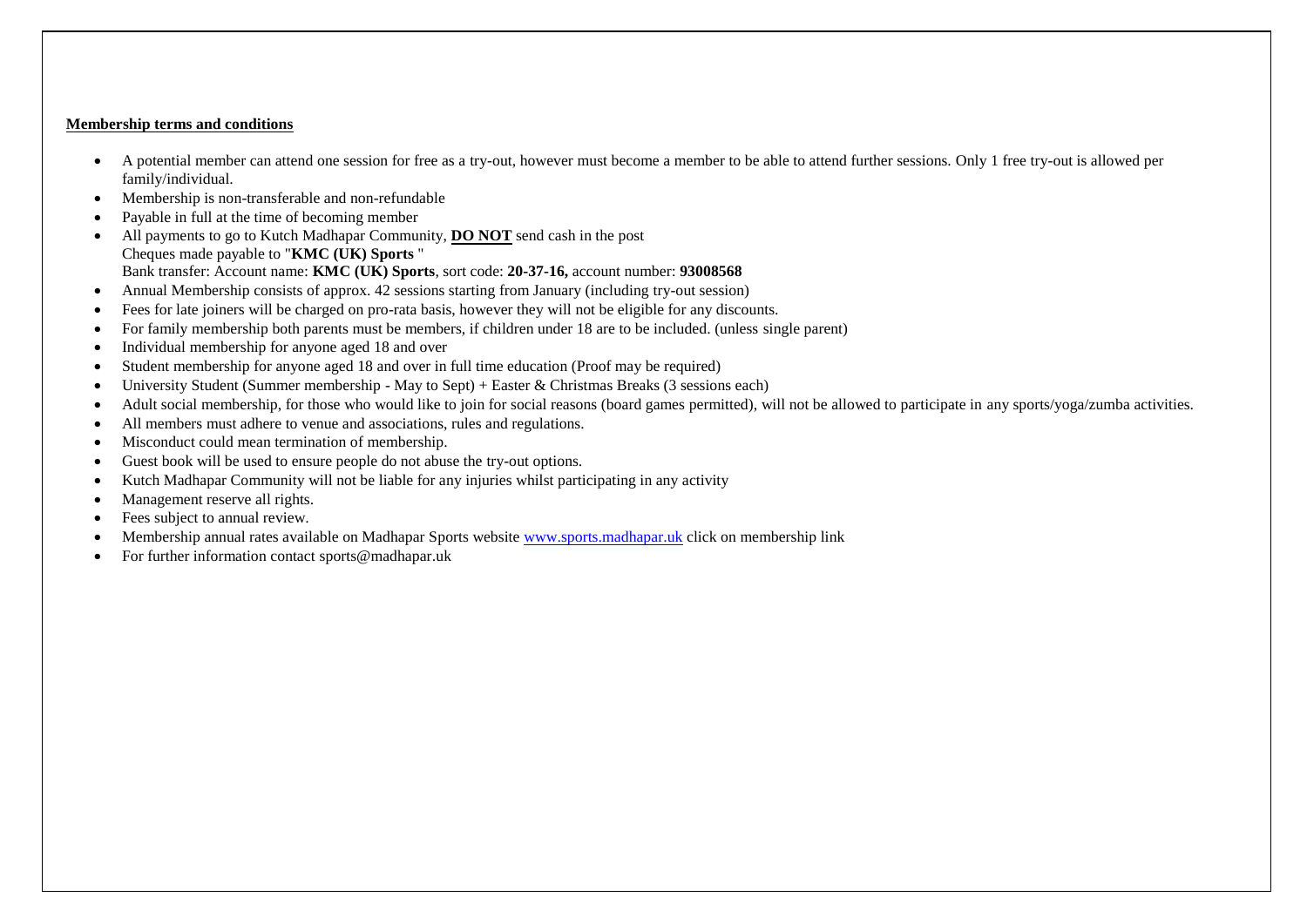**Membership terms and conditions**

- A potential member can attend one session for free as a try-out, however must become a member to be able to attend further sessions. Only 1 free try-out is allowed per family/individual.
- Membership is non-transferable and non-refundable
- Payable in full at the time of becoming member
- All payments to go to Kutch Madhapar Community, **DO NOT** send cash in the post
  Cheques made payable to "**KMC (UK) Sports** "
  Bank transfer: Account name: **KMC (UK) Sports**, sort code: **20-37-16,** account number: **93008568**
- Annual Membership consists of approx. 42 sessions starting from January (including try-out session)
- Fees for late joiners will be charged on pro-rata basis, however they will not be eligible for any discounts.
- For family membership both parents must be members, if children under 18 are to be included. (unless single parent)
- Individual membership for anyone aged 18 and over
- Student membership for anyone aged 18 and over in full time education (Proof may be required)
- University Student (Summer membership - May to Sept) + Easter & Christmas Breaks (3 sessions each)
- Adult social membership, for those who would like to join for social reasons (board games permitted), will not be allowed to participate in any sports/yoga/zumba activities.
- All members must adhere to venue and associations, rules and regulations.
- Misconduct could mean termination of membership.
- Guest book will be used to ensure people do not abuse the try-out options.
- Kutch Madhapar Community will not be liable for any injuries whilst participating in any activity
- Management reserve all rights.
- Fees subject to annual review.
- Membership annual rates available on Madhapar Sports website www.sports.madhapar.uk click on membership link
- For further information contact sports@madhapar.uk